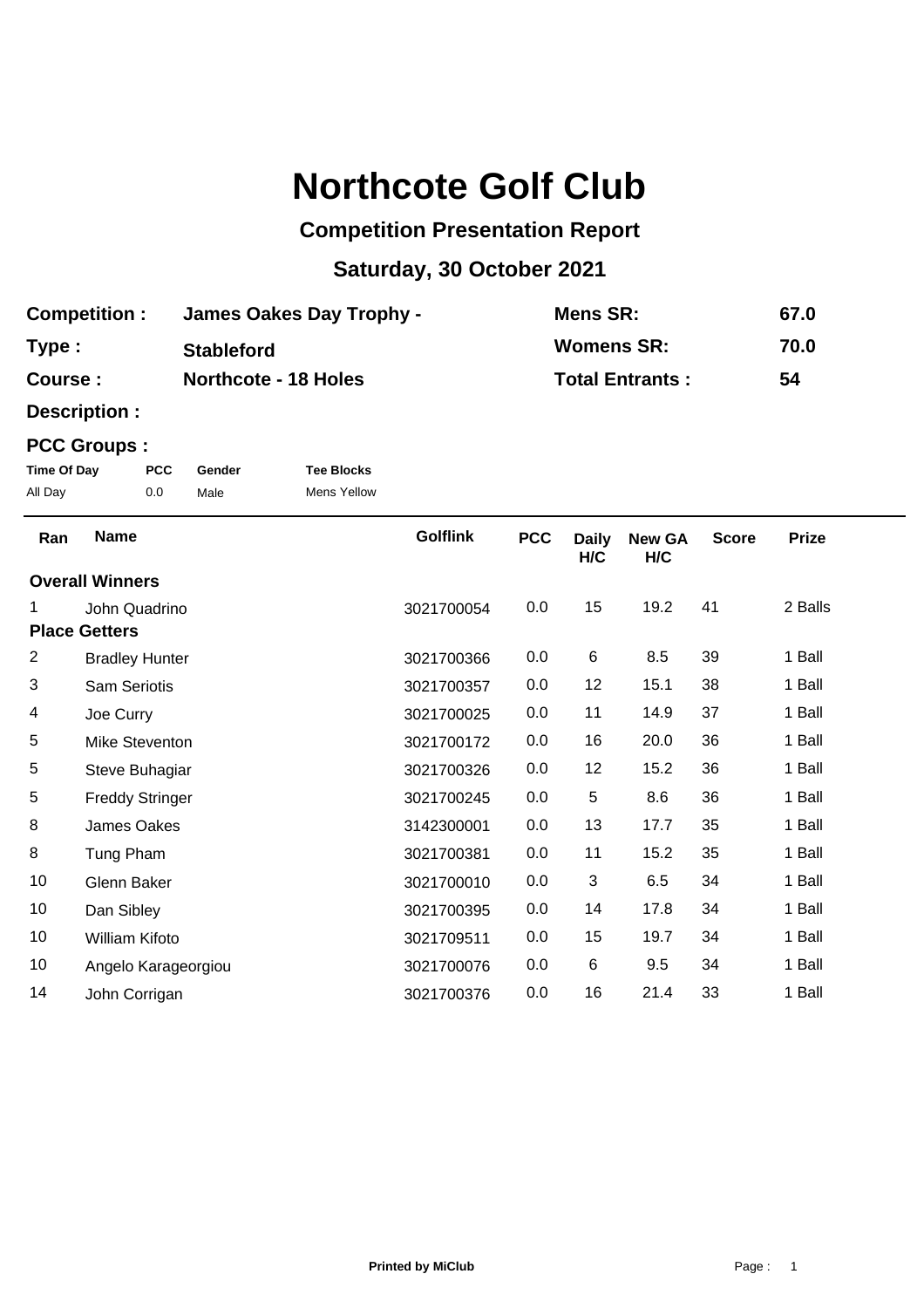# Northcote Golf Club

## Competition Presentation Report

## Saturday, 30 October 2021

| | | | |
|---|---|---|---|
| **Competition :** | **James Oakes Day Trophy -** | **Mens SR:** | **67.0** |
| **Type :** | **Stableford** | **Womens SR:** | **70.0** |
| **Course :** | **Northcote - 18 Holes** | **Total Entrants :** | **54** |

**Description :**

**PCC Groups :**

| Time Of Day | PCC | Gender | Tee Blocks |
|---|---|---|---|
| All Day | 0.0 | Male | Mens Yellow |

| Ran | Name | Golflink | PCC | Daily H/C | New GA H/C | Score | Prize |
|---|---|---|---|---|---|---|---|
| **Overall Winners** | | | | | | | |
| 1 | John Quadrino | 3021700054 | 0.0 | 15 | 19.2 | 41 | 2 Balls |
| **Place Getters** | | | | | | | |
| 2 | Bradley Hunter | 3021700366 | 0.0 | 6 | 8.5 | 39 | 1 Ball |
| 3 | Sam Seriotis | 3021700357 | 0.0 | 12 | 15.1 | 38 | 1 Ball |
| 4 | Joe Curry | 3021700025 | 0.0 | 11 | 14.9 | 37 | 1 Ball |
| 5 | Mike Steventon | 3021700172 | 0.0 | 16 | 20.0 | 36 | 1 Ball |
| 5 | Steve Buhagiar | 3021700326 | 0.0 | 12 | 15.2 | 36 | 1 Ball |
| 5 | Freddy Stringer | 3021700245 | 0.0 | 5 | 8.6 | 36 | 1 Ball |
| 8 | James Oakes | 3142300001 | 0.0 | 13 | 17.7 | 35 | 1 Ball |
| 8 | Tung Pham | 3021700381 | 0.0 | 11 | 15.2 | 35 | 1 Ball |
| 10 | Glenn Baker | 3021700010 | 0.0 | 3 | 6.5 | 34 | 1 Ball |
| 10 | Dan Sibley | 3021700395 | 0.0 | 14 | 17.8 | 34 | 1 Ball |
| 10 | William Kifoto | 3021709511 | 0.0 | 15 | 19.7 | 34 | 1 Ball |
| 10 | Angelo Karageorgiou | 3021700076 | 0.0 | 6 | 9.5 | 34 | 1 Ball |
| 14 | John Corrigan | 3021700376 | 0.0 | 16 | 21.4 | 33 | 1 Ball |

**Printed by MiClub**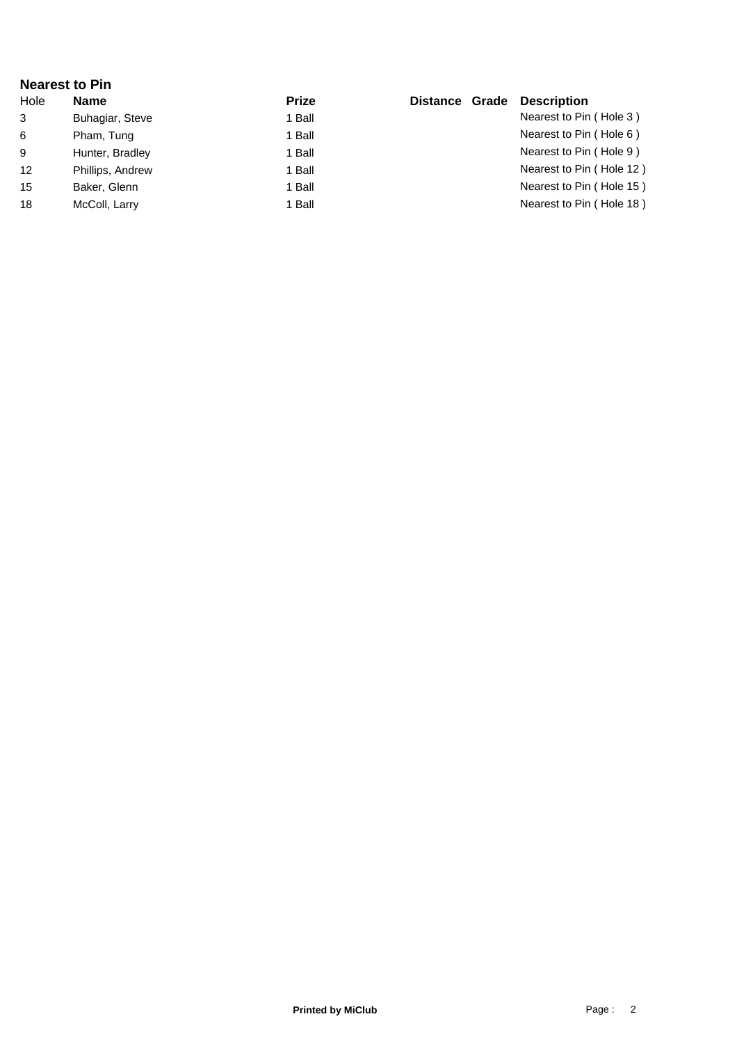## Nearest to Pin

| Hole | Name | Prize | Distance | Grade | Description |
|---|---|---|---|---|---|
| 3 | Buhagiar, Steve | 1 Ball | | | Nearest to Pin ( Hole 3 ) |
| 6 | Pham, Tung | 1 Ball | | | Nearest to Pin ( Hole 6 ) |
| 9 | Hunter, Bradley | 1 Ball | | | Nearest to Pin ( Hole 9 ) |
| 12 | Phillips, Andrew | 1 Ball | | | Nearest to Pin ( Hole 12 ) |
| 15 | Baker, Glenn | 1 Ball | | | Nearest to Pin ( Hole 15 ) |
| 18 | McColl, Larry | 1 Ball | | | Nearest to Pin ( Hole 18 ) |

**Printed by MiClub**